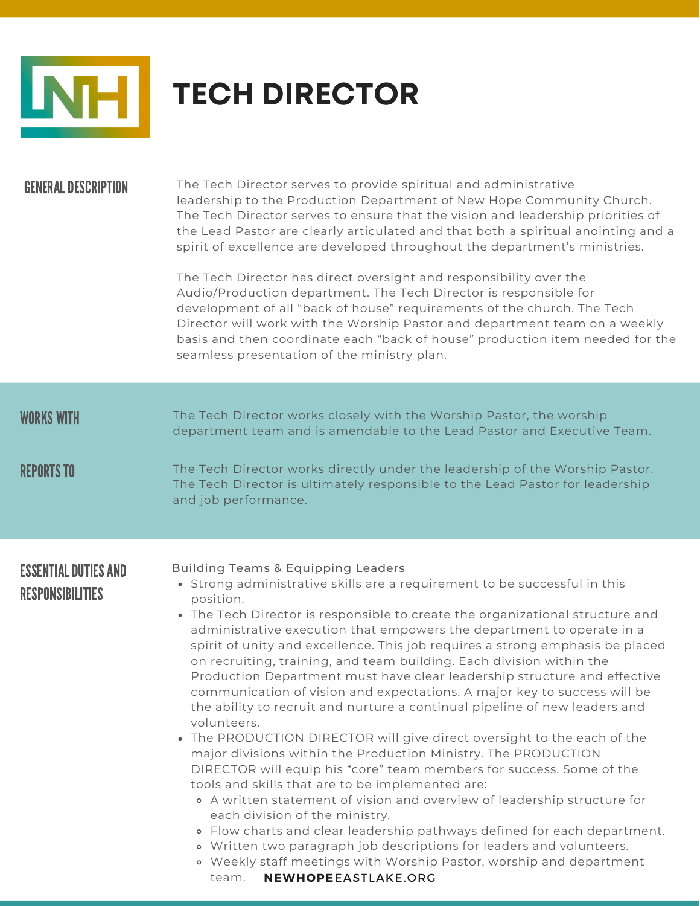# TECH DIRECTOR

## GENERAL DESCRIPTION

The Tech Director serves to provide spiritual and administrative leadership to the Production Department of New Hope Community Church. The Tech Director serves to ensure that the vision and leadership priorities of the Lead Pastor are clearly articulated and that both a spiritual anointing and a spirit of excellence are developed throughout the department's ministries.

The Tech Director has direct oversight and responsibility over the Audio/Production department. The Tech Director is responsible for development of all "back of house" requirements of the church. The Tech Director will work with the Worship Pastor and department team on a weekly basis and then coordinate each "back of house" production item needed for the seamless presentation of the ministry plan.

## WORKS WITH

The Tech Director works closely with the Worship Pastor, the worship department team and is amendable to the Lead Pastor and Executive Team.

## REPORTS TO

The Tech Director works directly under the leadership of the Worship Pastor. The Tech Director is ultimately responsible to the Lead Pastor for leadership and job performance.

## ESSENTIAL DUTIES AND RESPONSIBILITIES

Building Teams & Equipping Leaders

- Strong administrative skills are a requirement to be successful in this position.
- The Tech Director is responsible to create the organizational structure and administrative execution that empowers the department to operate in a spirit of unity and excellence. This job requires a strong emphasis be placed on recruiting, training, and team building. Each division within the Production Department must have clear leadership structure and effective communication of vision and expectations. A major key to success will be the ability to recruit and nurture a continual pipeline of new leaders and volunteers.
- The PRODUCTION DIRECTOR will give direct oversight to the each of the major divisions within the Production Ministry. The PRODUCTION DIRECTOR will equip his "core" team members for success. Some of the tools and skills that are to be implemented are:
  - A written statement of vision and overview of leadership structure for each division of the ministry.
  - Flow charts and clear leadership pathways defined for each department.
  - Written two paragraph job descriptions for leaders and volunteers.
  - Weekly staff meetings with Worship Pastor, worship and department team.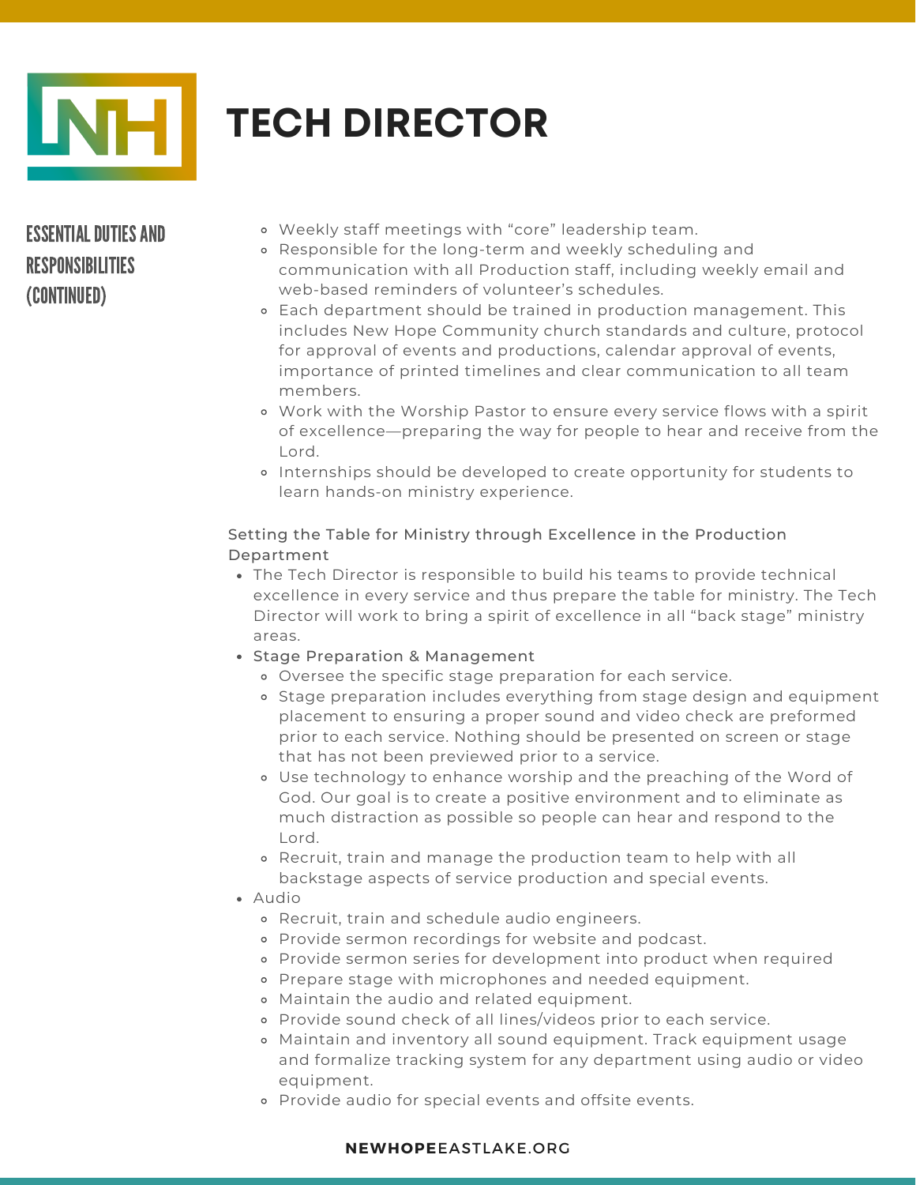# TECH DIRECTOR

## ESSENTIAL DUTIES AND RESPONSIBILITIES (CONTINUED)

- Weekly staff meetings with "core" leadership team.
- Responsible for the long-term and weekly scheduling and communication with all Production staff, including weekly email and web-based reminders of volunteer's schedules.
- Each department should be trained in production management. This includes New Hope Community church standards and culture, protocol for approval of events and productions, calendar approval of events, importance of printed timelines and clear communication to all team members.
- Work with the Worship Pastor to ensure every service flows with a spirit of excellence—preparing the way for people to hear and receive from the Lord.
- Internships should be developed to create opportunity for students to learn hands-on ministry experience.

Setting the Table for Ministry through Excellence in the Production Department

- The Tech Director is responsible to build his teams to provide technical excellence in every service and thus prepare the table for ministry. The Tech Director will work to bring a spirit of excellence in all "back stage" ministry areas.
- Stage Preparation & Management
  - Oversee the specific stage preparation for each service.
  - Stage preparation includes everything from stage design and equipment placement to ensuring a proper sound and video check are preformed prior to each service. Nothing should be presented on screen or stage that has not been previewed prior to a service.
  - Use technology to enhance worship and the preaching of the Word of God. Our goal is to create a positive environment and to eliminate as much distraction as possible so people can hear and respond to the Lord.
  - Recruit, train and manage the production team to help with all backstage aspects of service production and special events.
- Audio
  - Recruit, train and schedule audio engineers.
  - Provide sermon recordings for website and podcast.
  - Provide sermon series for development into product when required
  - Prepare stage with microphones and needed equipment.
  - Maintain the audio and related equipment.
  - Provide sound check of all lines/videos prior to each service.
  - Maintain and inventory all sound equipment. Track equipment usage and formalize tracking system for any department using audio or video equipment.
  - Provide audio for special events and offsite events.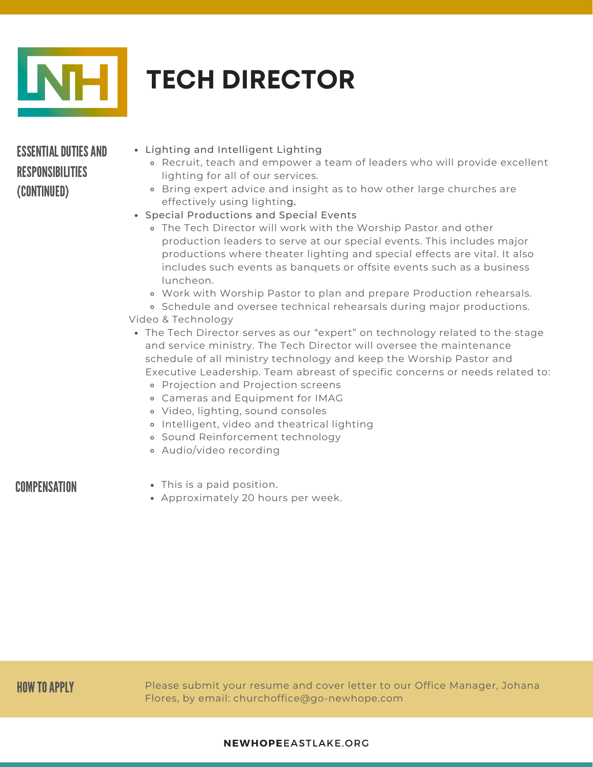# TECH DIRECTOR

## ESSENTIAL DUTIES AND RESPONSIBILITIES (CONTINUED)

- Lighting and Intelligent Lighting
  - Recruit, teach and empower a team of leaders who will provide excellent lighting for all of our services.
  - Bring expert advice and insight as to how other large churches are effectively using lighting.
- Special Productions and Special Events
  - The Tech Director will work with the Worship Pastor and other production leaders to serve at our special events. This includes major productions where theater lighting and special effects are vital. It also includes such events as banquets or offsite events such as a business luncheon.
  - Work with Worship Pastor to plan and prepare Production rehearsals.
  - Schedule and oversee technical rehearsals during major productions.

Video & Technology

- The Tech Director serves as our “expert” on technology related to the stage and service ministry. The Tech Director will oversee the maintenance schedule of all ministry technology and keep the Worship Pastor and Executive Leadership. Team abreast of specific concerns or needs related to:
  - Projection and Projection screens
  - Cameras and Equipment for IMAG
  - Video, lighting, sound consoles
  - Intelligent, video and theatrical lighting
  - Sound Reinforcement technology
  - Audio/video recording

## COMPENSATION

- This is a paid position.
- Approximately 20 hours per week.

## HOW TO APPLY

Please submit your resume and cover letter to our Office Manager, Johana Flores, by email: churchoffice@go-newhope.com

NEWHOPEEASTLAKE.ORG